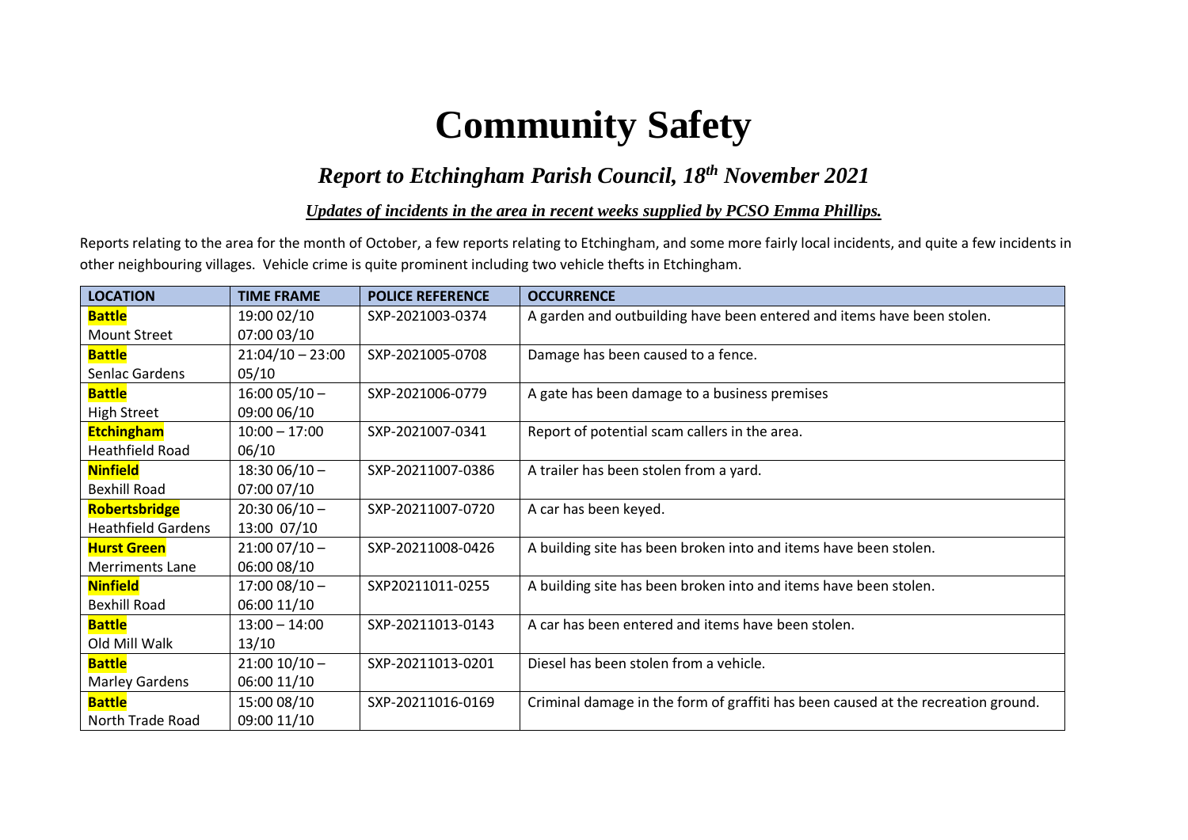# Community Safety

## *Report to Etchingham Parish Council, 18th November 2021*

***Updates of incidents in the area in recent weeks supplied by PCSO Emma Phillips.***

Reports relating to the area for the month of October, a few reports relating to Etchingham, and some more fairly local incidents, and quite a few incidents in other neighbouring villages. Vehicle crime is quite prominent including two vehicle thefts in Etchingham.

| LOCATION | TIME FRAME | POLICE REFERENCE | OCCURRENCE |
|---|---|---|---|
| **Battle** Mount Street | 19:00 02/10 07:00 03/10 | SXP-2021003-0374 | A garden and outbuilding have been entered and items have been stolen. |
| **Battle** Senlac Gardens | 21:04/10 – 23:00 05/10 | SXP-2021005-0708 | Damage has been caused to a fence. |
| **Battle** High Street | 16:00 05/10 – 09:00 06/10 | SXP-2021006-0779 | A gate has been damage to a business premises |
| **Etchingham** Heathfield Road | 10:00 – 17:00 06/10 | SXP-2021007-0341 | Report of potential scam callers in the area. |
| **Ninfield** Bexhill Road | 18:30 06/10 – 07:00 07/10 | SXP-20211007-0386 | A trailer has been stolen from a yard. |
| **Robertsbridge** Heathfield Gardens | 20:30 06/10 – 13:00 07/10 | SXP-20211007-0720 | A car has been keyed. |
| **Hurst Green** Merriments Lane | 21:00 07/10 – 06:00 08/10 | SXP-20211008-0426 | A building site has been broken into and items have been stolen. |
| **Ninfield** Bexhill Road | 17:00 08/10 – 06:00 11/10 | SXP20211011-0255 | A building site has been broken into and items have been stolen. |
| **Battle** Old Mill Walk | 13:00 – 14:00 13/10 | SXP-20211013-0143 | A car has been entered and items have been stolen. |
| **Battle** Marley Gardens | 21:00 10/10 – 06:00 11/10 | SXP-20211013-0201 | Diesel has been stolen from a vehicle. |
| **Battle** North Trade Road | 15:00 08/10 09:00 11/10 | SXP-20211016-0169 | Criminal damage in the form of graffiti has been caused at the recreation ground. |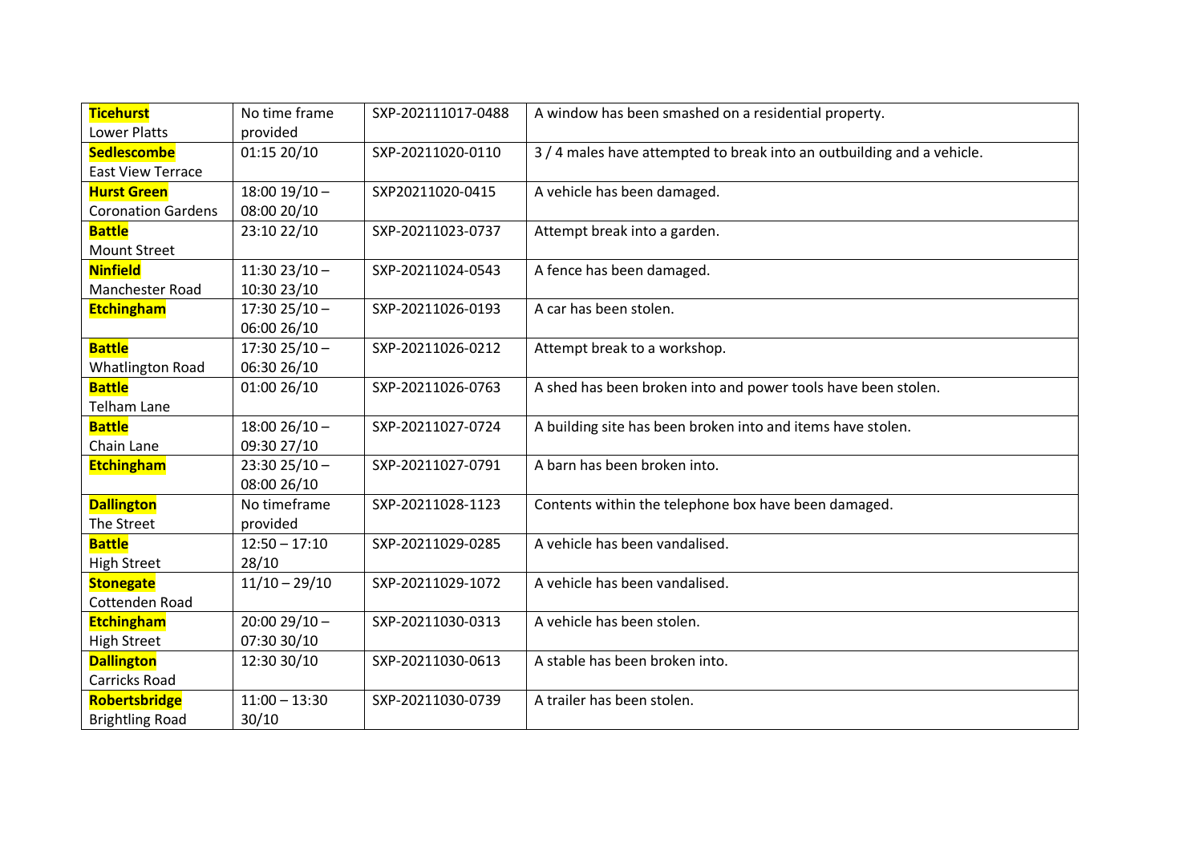| **Ticehurst** Lower Platts | No time frame provided | SXP-202111017-0488 | A window has been smashed on a residential property. |
|---|---|---|---|
| **Sedlescombe** East View Terrace | 01:15 20/10 | SXP-20211020-0110 | 3 / 4 males have attempted to break into an outbuilding and a vehicle. |
| **Hurst Green** Coronation Gardens | 18:00 19/10 – 08:00 20/10 | SXP20211020-0415 | A vehicle has been damaged. |
| **Battle** Mount Street | 23:10 22/10 | SXP-20211023-0737 | Attempt break into a garden. |
| **Ninfield** Manchester Road | 11:30 23/10 – 10:30 23/10 | SXP-20211024-0543 | A fence has been damaged. |
| **Etchingham** | 17:30 25/10 – 06:00 26/10 | SXP-20211026-0193 | A car has been stolen. |
| **Battle** Whatlington Road | 17:30 25/10 – 06:30 26/10 | SXP-20211026-0212 | Attempt break to a workshop. |
| **Battle** Telham Lane | 01:00 26/10 | SXP-20211026-0763 | A shed has been broken into and power tools have been stolen. |
| **Battle** Chain Lane | 18:00 26/10 – 09:30 27/10 | SXP-20211027-0724 | A building site has been broken into and items have stolen. |
| **Etchingham** | 23:30 25/10 – 08:00 26/10 | SXP-20211027-0791 | A barn has been broken into. |
| **Dallington** The Street | No timeframe provided | SXP-20211028-1123 | Contents within the telephone box have been damaged. |
| **Battle** High Street | 12:50 – 17:10 28/10 | SXP-20211029-0285 | A vehicle has been vandalised. |
| **Stonegate** Cottenden Road | 11/10 – 29/10 | SXP-20211029-1072 | A vehicle has been vandalised. |
| **Etchingham** High Street | 20:00 29/10 – 07:30 30/10 | SXP-20211030-0313 | A vehicle has been stolen. |
| **Dallington** Carricks Road | 12:30 30/10 | SXP-20211030-0613 | A stable has been broken into. |
| **Robertsbridge** Brightling Road | 11:00 – 13:30 30/10 | SXP-20211030-0739 | A trailer has been stolen. |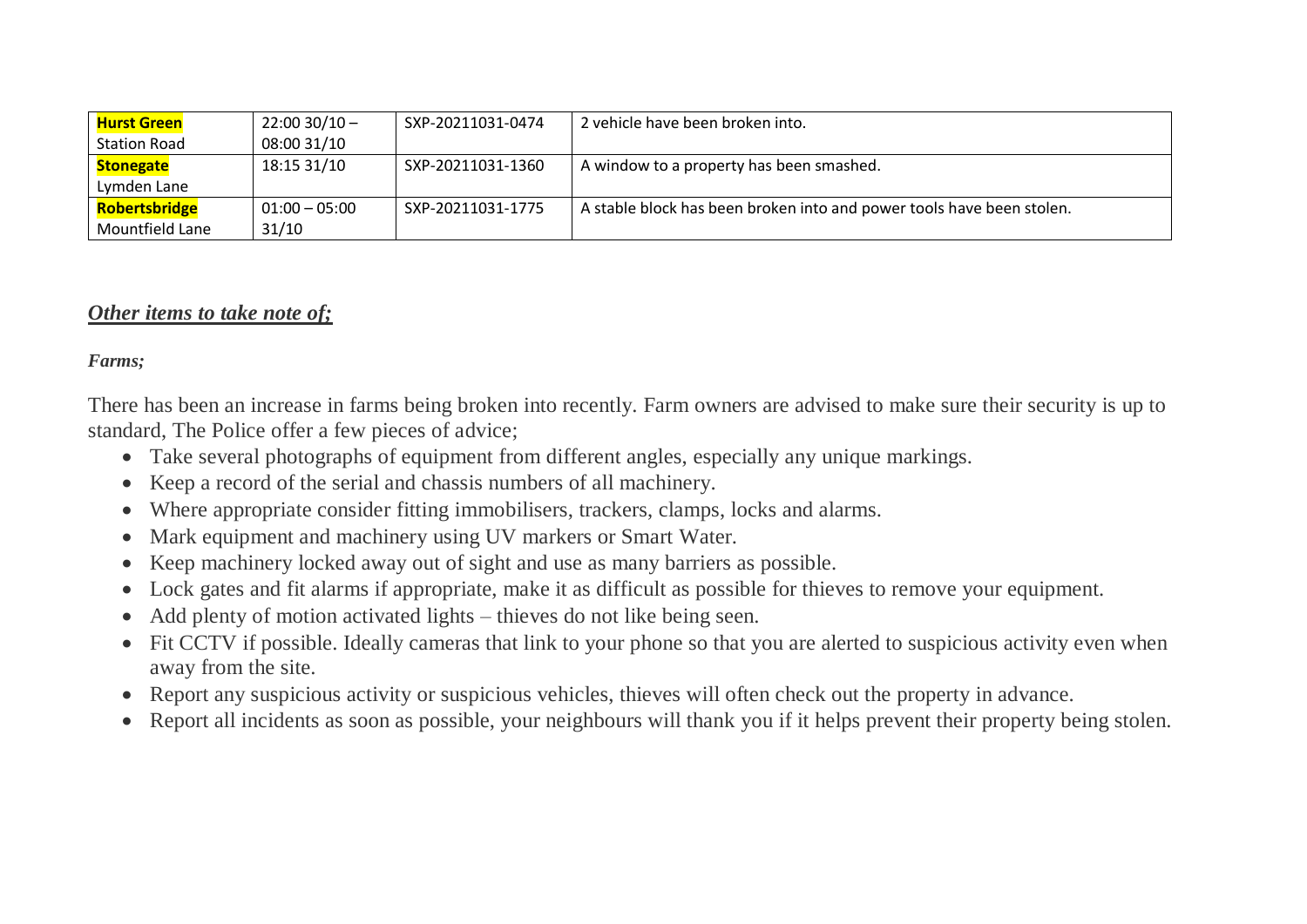| **Hurst Green** Station Road | 22:00 30/10 – 08:00 31/10 | SXP-20211031-0474 | 2 vehicle have been broken into. |
|---|---|---|---|
| **Stonegate** Lymden Lane | 18:15 31/10 | SXP-20211031-1360 | A window to a property has been smashed. |
| **Robertsbridge** Mountfield Lane | 01:00 – 05:00 31/10 | SXP-20211031-1775 | A stable block has been broken into and power tools have been stolen. |

## *Other items to take note of;*

***Farms;***

There has been an increase in farms being broken into recently. Farm owners are advised to make sure their security is up to standard, The Police offer a few pieces of advice;

- Take several photographs of equipment from different angles, especially any unique markings.
- Keep a record of the serial and chassis numbers of all machinery.
- Where appropriate consider fitting immobilisers, trackers, clamps, locks and alarms.
- Mark equipment and machinery using UV markers or Smart Water.
- Keep machinery locked away out of sight and use as many barriers as possible.
- Lock gates and fit alarms if appropriate, make it as difficult as possible for thieves to remove your equipment.
- Add plenty of motion activated lights – thieves do not like being seen.
- Fit CCTV if possible. Ideally cameras that link to your phone so that you are alerted to suspicious activity even when away from the site.
- Report any suspicious activity or suspicious vehicles, thieves will often check out the property in advance.
- Report all incidents as soon as possible, your neighbours will thank you if it helps prevent their property being stolen.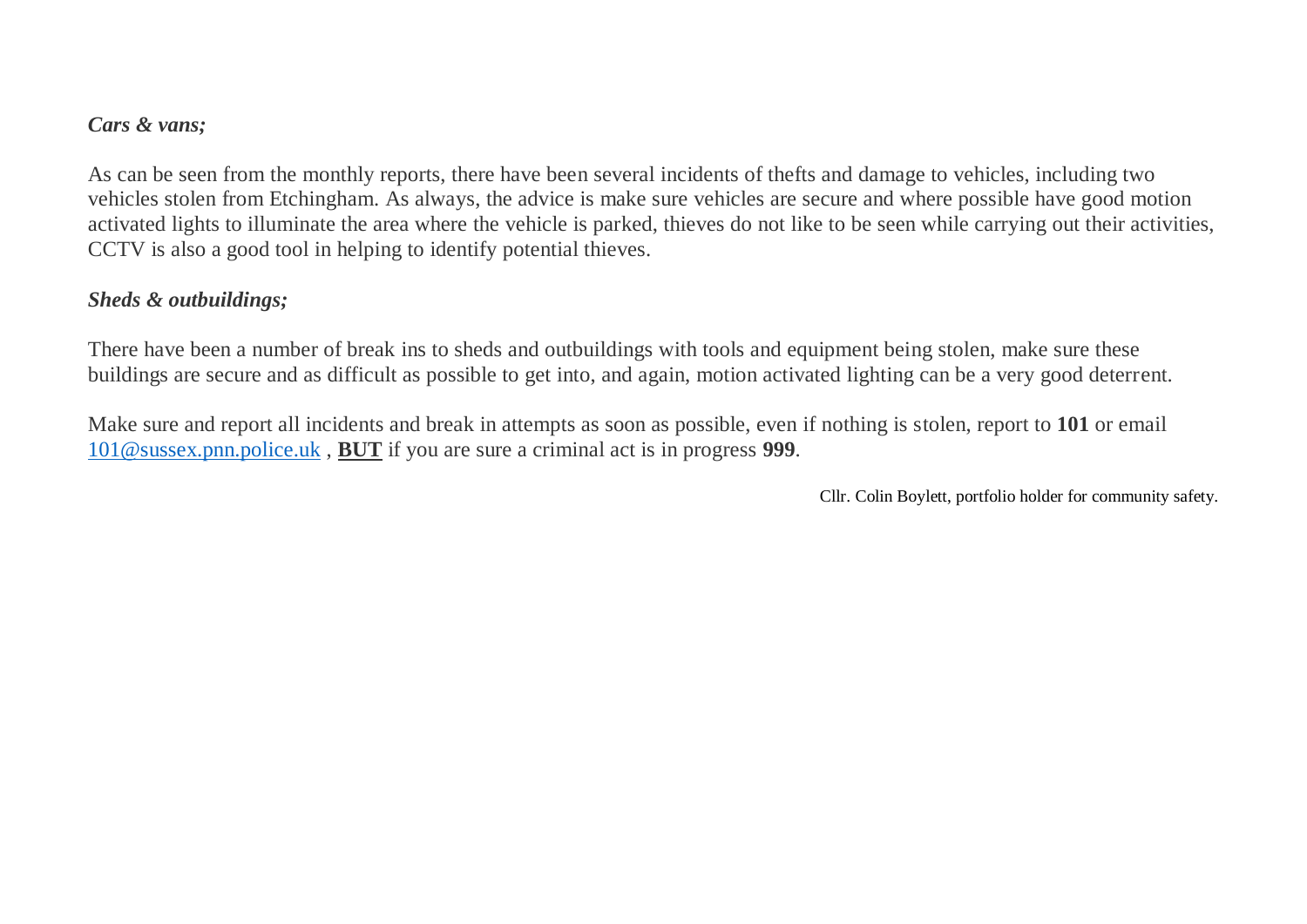***Cars & vans;***

As can be seen from the monthly reports, there have been several incidents of thefts and damage to vehicles, including two vehicles stolen from Etchingham. As always, the advice is make sure vehicles are secure and where possible have good motion activated lights to illuminate the area where the vehicle is parked, thieves do not like to be seen while carrying out their activities, CCTV is also a good tool in helping to identify potential thieves.

***Sheds & outbuildings;***

There have been a number of break ins to sheds and outbuildings with tools and equipment being stolen, make sure these buildings are secure and as difficult as possible to get into, and again, motion activated lighting can be a very good deterrent.

Make sure and report all incidents and break in attempts as soon as possible, even if nothing is stolen, report to **101** or email [101@sussex.pnn.police.uk](mailto:101@sussex.pnn.police.uk) , **<u>BUT</u>** if you are sure a criminal act is in progress **999**.

Cllr. Colin Boylett, portfolio holder for community safety.